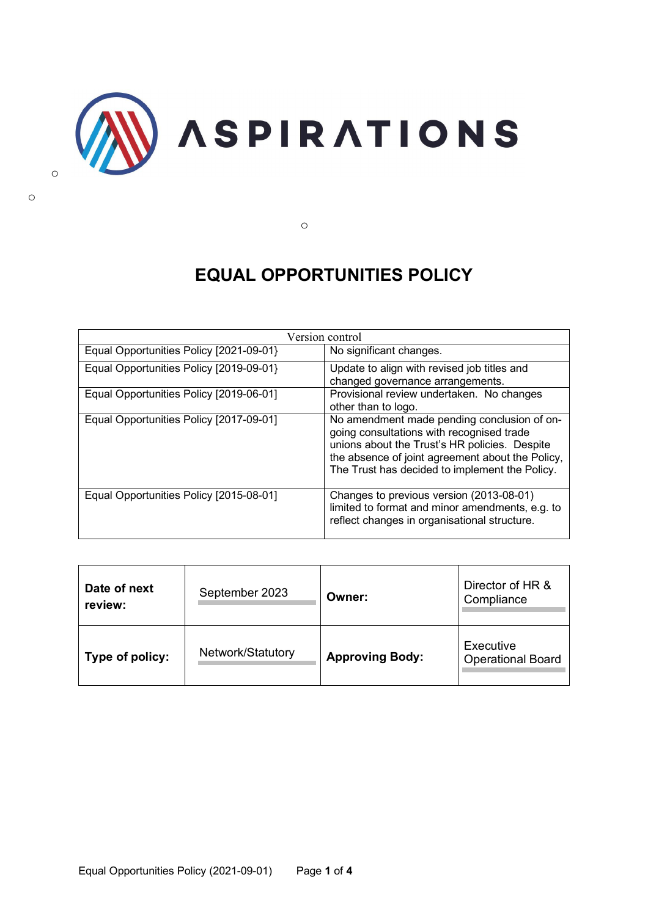# ASPIRATIONS

# EQUAL OPPORTUNITIES POLICY

| Version control | |
|---|---|
| Equal Opportunities Policy [2021-09-01} | No significant changes. |
| Equal Opportunities Policy [2019-09-01} | Update to align with revised job titles and changed governance arrangements. |
| Equal Opportunities Policy [2019-06-01] | Provisional review undertaken. No changes other than to logo. |
| Equal Opportunities Policy [2017-09-01] | No amendment made pending conclusion of on-going consultations with recognised trade unions about the Trust's HR policies. Despite the absence of joint agreement about the Policy, The Trust has decided to implement the Policy. |
| Equal Opportunities Policy [2015-08-01] | Changes to previous version (2013-08-01) limited to format and minor amendments, e.g. to reflect changes in organisational structure. |

| | | | |
|---|---|---|---|
| **Date of next review:** | September 2023 | **Owner:** | Director of HR & Compliance |
| **Type of policy:** | Network/Statutory | **Approving Body:** | Executive Operational Board |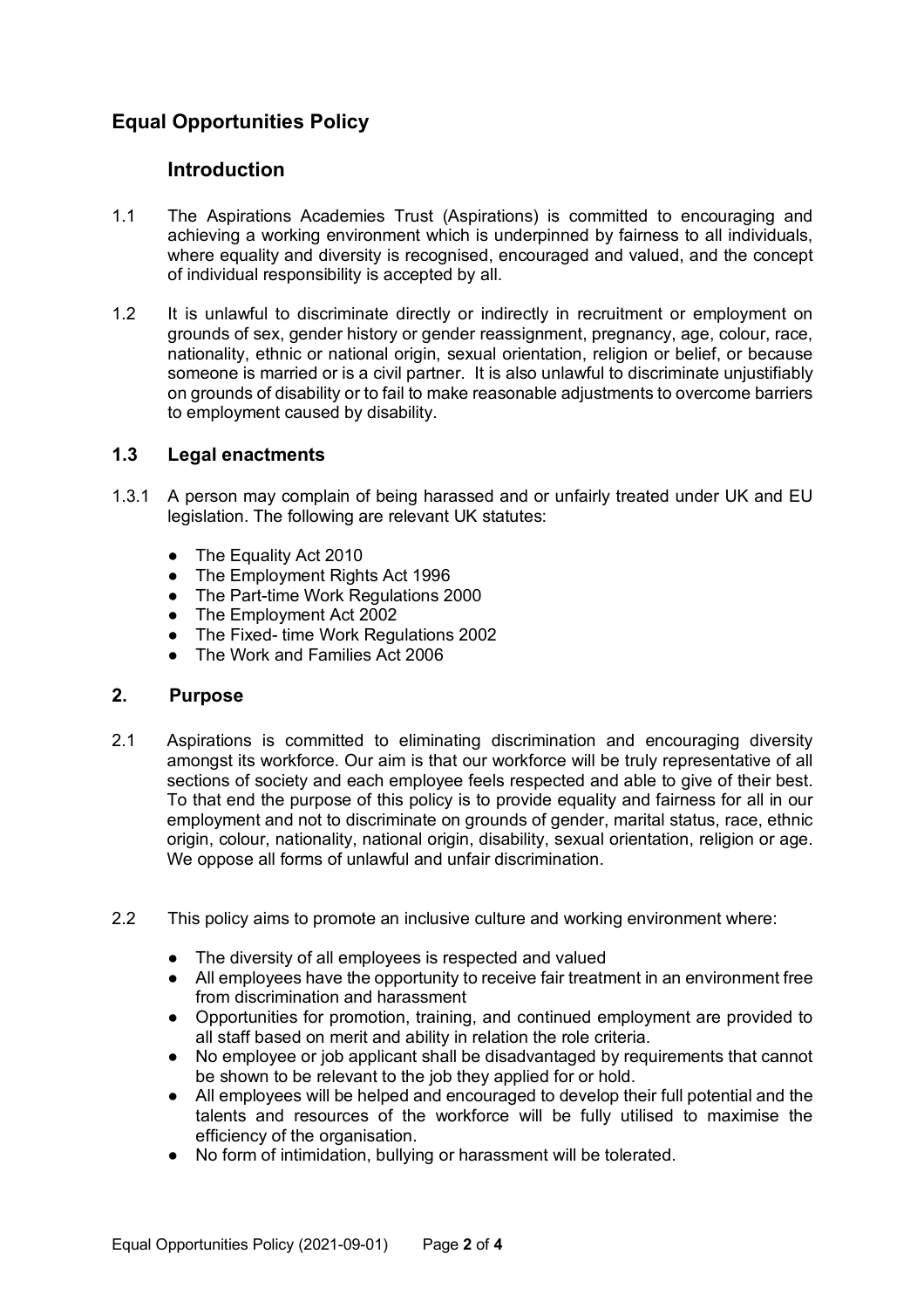## Equal Opportunities Policy

### Introduction

1.1 The Aspirations Academies Trust (Aspirations) is committed to encouraging and achieving a working environment which is underpinned by fairness to all individuals, where equality and diversity is recognised, encouraged and valued, and the concept of individual responsibility is accepted by all.

1.2 It is unlawful to discriminate directly or indirectly in recruitment or employment on grounds of sex, gender history or gender reassignment, pregnancy, age, colour, race, nationality, ethnic or national origin, sexual orientation, religion or belief, or because someone is married or is a civil partner. It is also unlawful to discriminate unjustifiably on grounds of disability or to fail to make reasonable adjustments to overcome barriers to employment caused by disability.

### 1.3 Legal enactments

1.3.1 A person may complain of being harassed and or unfairly treated under UK and EU legislation. The following are relevant UK statutes:

- The Equality Act 2010
- The Employment Rights Act 1996
- The Part-time Work Regulations 2000
- The Employment Act 2002
- The Fixed- time Work Regulations 2002
- The Work and Families Act 2006

### 2. Purpose

2.1 Aspirations is committed to eliminating discrimination and encouraging diversity amongst its workforce. Our aim is that our workforce will be truly representative of all sections of society and each employee feels respected and able to give of their best. To that end the purpose of this policy is to provide equality and fairness for all in our employment and not to discriminate on grounds of gender, marital status, race, ethnic origin, colour, nationality, national origin, disability, sexual orientation, religion or age. We oppose all forms of unlawful and unfair discrimination.

2.2 This policy aims to promote an inclusive culture and working environment where:

- The diversity of all employees is respected and valued
- All employees have the opportunity to receive fair treatment in an environment free from discrimination and harassment
- Opportunities for promotion, training, and continued employment are provided to all staff based on merit and ability in relation the role criteria.
- No employee or job applicant shall be disadvantaged by requirements that cannot be shown to be relevant to the job they applied for or hold.
- All employees will be helped and encouraged to develop their full potential and the talents and resources of the workforce will be fully utilised to maximise the efficiency of the organisation.
- No form of intimidation, bullying or harassment will be tolerated.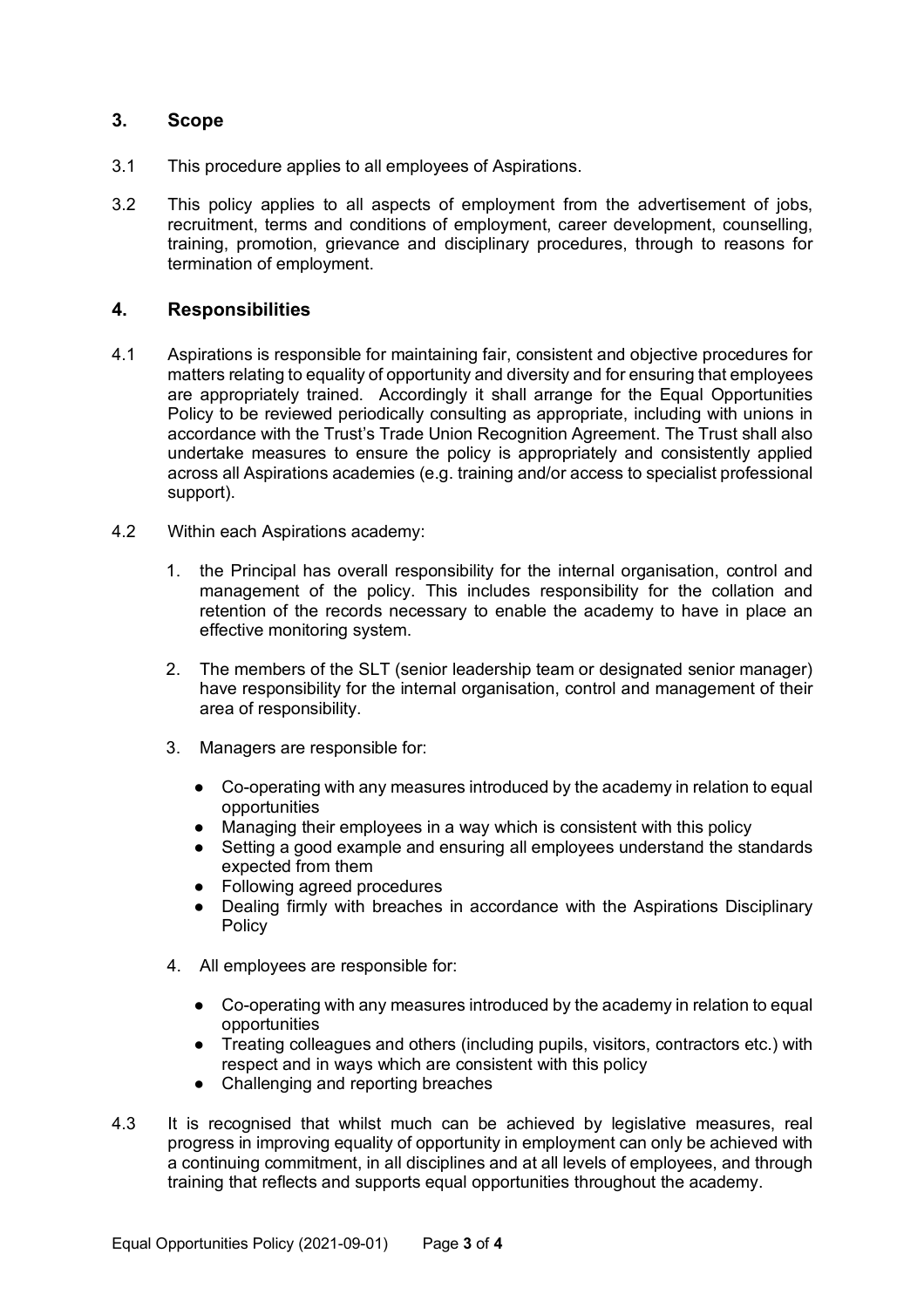## 3. Scope

3.1 This procedure applies to all employees of Aspirations.

3.2 This policy applies to all aspects of employment from the advertisement of jobs, recruitment, terms and conditions of employment, career development, counselling, training, promotion, grievance and disciplinary procedures, through to reasons for termination of employment.

## 4. Responsibilities

4.1 Aspirations is responsible for maintaining fair, consistent and objective procedures for matters relating to equality of opportunity and diversity and for ensuring that employees are appropriately trained. Accordingly it shall arrange for the Equal Opportunities Policy to be reviewed periodically consulting as appropriate, including with unions in accordance with the Trust's Trade Union Recognition Agreement. The Trust shall also undertake measures to ensure the policy is appropriately and consistently applied across all Aspirations academies (e.g. training and/or access to specialist professional support).

4.2 Within each Aspirations academy:

1. the Principal has overall responsibility for the internal organisation, control and management of the policy. This includes responsibility for the collation and retention of the records necessary to enable the academy to have in place an effective monitoring system.

2. The members of the SLT (senior leadership team or designated senior manager) have responsibility for the internal organisation, control and management of their area of responsibility.

3. Managers are responsible for:

   - Co-operating with any measures introduced by the academy in relation to equal opportunities
   - Managing their employees in a way which is consistent with this policy
   - Setting a good example and ensuring all employees understand the standards expected from them
   - Following agreed procedures
   - Dealing firmly with breaches in accordance with the Aspirations Disciplinary Policy

4. All employees are responsible for:

   - Co-operating with any measures introduced by the academy in relation to equal opportunities
   - Treating colleagues and others (including pupils, visitors, contractors etc.) with respect and in ways which are consistent with this policy
   - Challenging and reporting breaches

4.3 It is recognised that whilst much can be achieved by legislative measures, real progress in improving equality of opportunity in employment can only be achieved with a continuing commitment, in all disciplines and at all levels of employees, and through training that reflects and supports equal opportunities throughout the academy.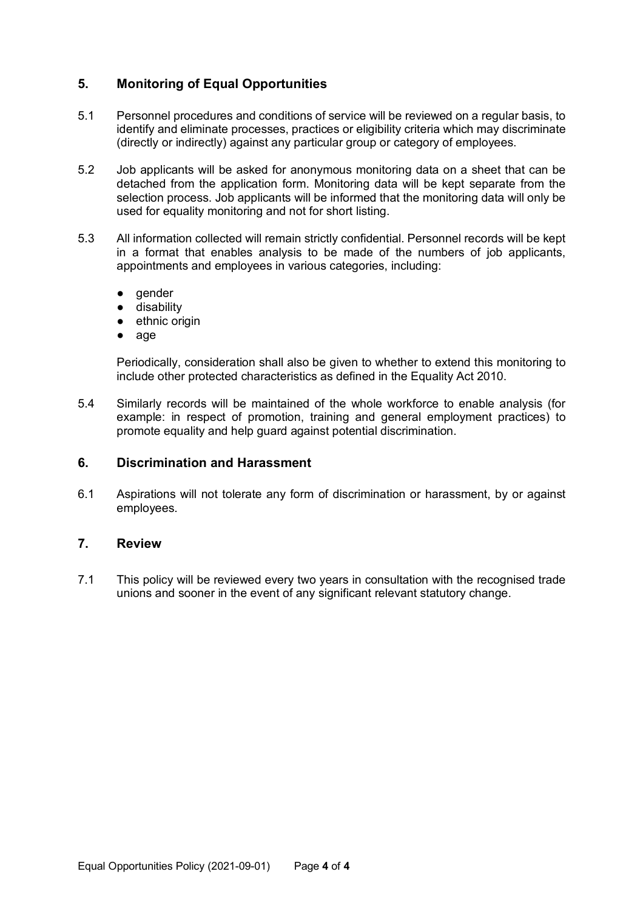## 5. Monitoring of Equal Opportunities

5.1 Personnel procedures and conditions of service will be reviewed on a regular basis, to identify and eliminate processes, practices or eligibility criteria which may discriminate (directly or indirectly) against any particular group or category of employees.

5.2 Job applicants will be asked for anonymous monitoring data on a sheet that can be detached from the application form. Monitoring data will be kept separate from the selection process. Job applicants will be informed that the monitoring data will only be used for equality monitoring and not for short listing.

5.3 All information collected will remain strictly confidential. Personnel records will be kept in a format that enables analysis to be made of the numbers of job applicants, appointments and employees in various categories, including:

- gender
- disability
- ethnic origin
- age

Periodically, consideration shall also be given to whether to extend this monitoring to include other protected characteristics as defined in the Equality Act 2010.

5.4 Similarly records will be maintained of the whole workforce to enable analysis (for example: in respect of promotion, training and general employment practices) to promote equality and help guard against potential discrimination.

## 6. Discrimination and Harassment

6.1 Aspirations will not tolerate any form of discrimination or harassment, by or against employees.

## 7. Review

7.1 This policy will be reviewed every two years in consultation with the recognised trade unions and sooner in the event of any significant relevant statutory change.